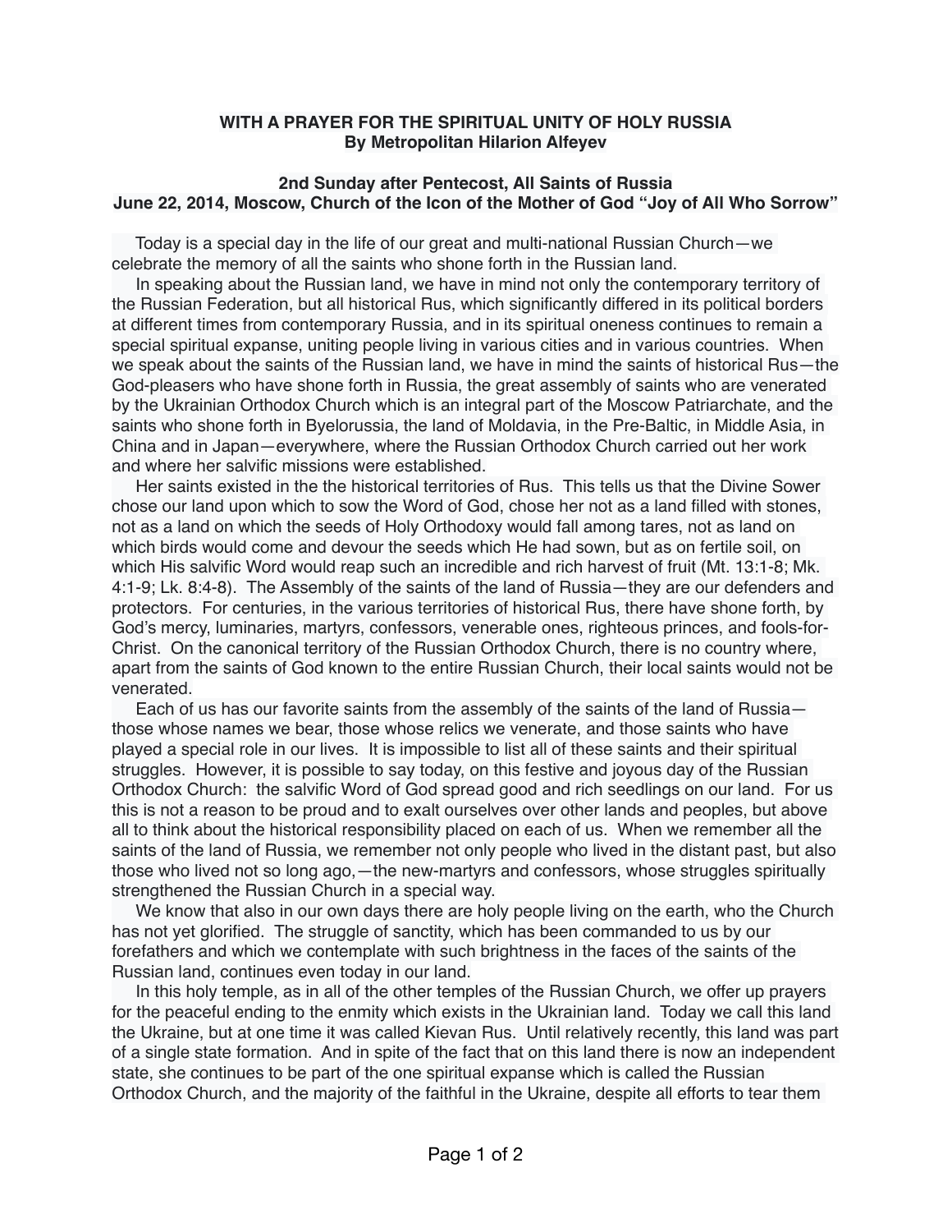**WITH A PRAYER FOR THE SPIRITUAL UNITY OF HOLY RUSSIA**
**By Metropolitan Hilarion Alfeyev**

**2nd Sunday after Pentecost, All Saints of Russia**
**June 22, 2014, Moscow, Church of the Icon of the Mother of God "Joy of All Who Sorrow"**

Today is a special day in the life of our great and multi-national Russian Church—we celebrate the memory of all the saints who shone forth in the Russian land.

In speaking about the Russian land, we have in mind not only the contemporary territory of the Russian Federation, but all historical Rus, which significantly differed in its political borders at different times from contemporary Russia, and in its spiritual oneness continues to remain a special spiritual expanse, uniting people living in various cities and in various countries. When we speak about the saints of the Russian land, we have in mind the saints of historical Rus—the God-pleasers who have shone forth in Russia, the great assembly of saints who are venerated by the Ukrainian Orthodox Church which is an integral part of the Moscow Patriarchate, and the saints who shone forth in Byelorussia, the land of Moldavia, in the Pre-Baltic, in Middle Asia, in China and in Japan—everywhere, where the Russian Orthodox Church carried out her work and where her salvific missions were established.

Her saints existed in the the historical territories of Rus. This tells us that the Divine Sower chose our land upon which to sow the Word of God, chose her not as a land filled with stones, not as a land on which the seeds of Holy Orthodoxy would fall among tares, not as land on which birds would come and devour the seeds which He had sown, but as on fertile soil, on which His salvific Word would reap such an incredible and rich harvest of fruit (Mt. 13:1-8; Mk. 4:1-9; Lk. 8:4-8). The Assembly of the saints of the land of Russia—they are our defenders and protectors. For centuries, in the various territories of historical Rus, there have shone forth, by God's mercy, luminaries, martyrs, confessors, venerable ones, righteous princes, and fools-for-Christ. On the canonical territory of the Russian Orthodox Church, there is no country where, apart from the saints of God known to the entire Russian Church, their local saints would not be venerated.

Each of us has our favorite saints from the assembly of the saints of the land of Russia—those whose names we bear, those whose relics we venerate, and those saints who have played a special role in our lives. It is impossible to list all of these saints and their spiritual struggles. However, it is possible to say today, on this festive and joyous day of the Russian Orthodox Church: the salvific Word of God spread good and rich seedlings on our land. For us this is not a reason to be proud and to exalt ourselves over other lands and peoples, but above all to think about the historical responsibility placed on each of us. When we remember all the saints of the land of Russia, we remember not only people who lived in the distant past, but also those who lived not so long ago,—the new-martyrs and confessors, whose struggles spiritually strengthened the Russian Church in a special way.

We know that also in our own days there are holy people living on the earth, who the Church has not yet glorified. The struggle of sanctity, which has been commanded to us by our forefathers and which we contemplate with such brightness in the faces of the saints of the Russian land, continues even today in our land.

In this holy temple, as in all of the other temples of the Russian Church, we offer up prayers for the peaceful ending to the enmity which exists in the Ukrainian land. Today we call this land the Ukraine, but at one time it was called Kievan Rus. Until relatively recently, this land was part of a single state formation. And in spite of the fact that on this land there is now an independent state, she continues to be part of the one spiritual expanse which is called the Russian Orthodox Church, and the majority of the faithful in the Ukraine, despite all efforts to tear them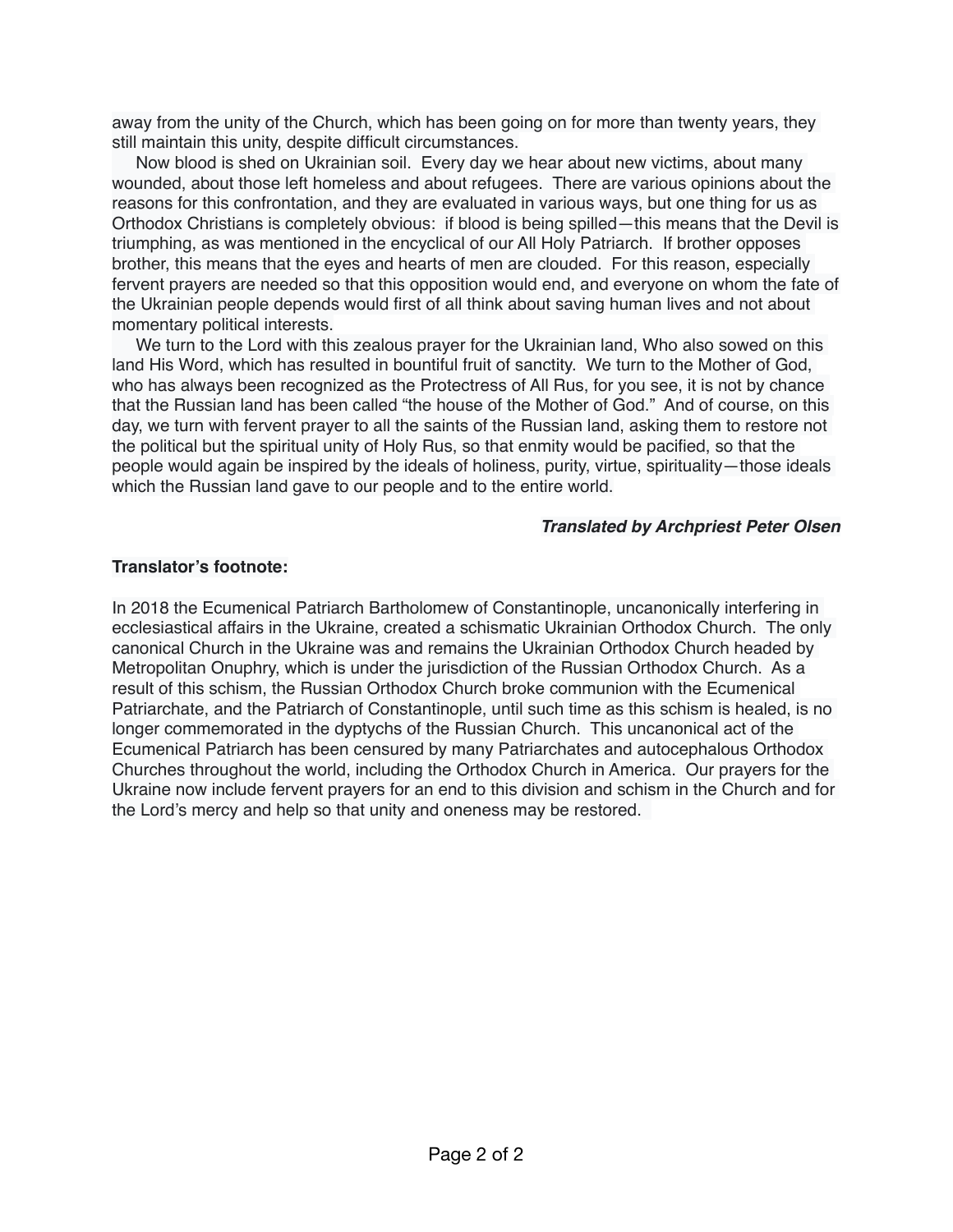away from the unity of the Church, which has been going on for more than twenty years, they still maintain this unity, despite difficult circumstances.

Now blood is shed on Ukrainian soil. Every day we hear about new victims, about many wounded, about those left homeless and about refugees. There are various opinions about the reasons for this confrontation, and they are evaluated in various ways, but one thing for us as Orthodox Christians is completely obvious: if blood is being spilled—this means that the Devil is triumphing, as was mentioned in the encyclical of our All Holy Patriarch. If brother opposes brother, this means that the eyes and hearts of men are clouded. For this reason, especially fervent prayers are needed so that this opposition would end, and everyone on whom the fate of the Ukrainian people depends would first of all think about saving human lives and not about momentary political interests.

We turn to the Lord with this zealous prayer for the Ukrainian land, Who also sowed on this land His Word, which has resulted in bountiful fruit of sanctity. We turn to the Mother of God, who has always been recognized as the Protectress of All Rus, for you see, it is not by chance that the Russian land has been called "the house of the Mother of God." And of course, on this day, we turn with fervent prayer to all the saints of the Russian land, asking them to restore not the political but the spiritual unity of Holy Rus, so that enmity would be pacified, so that the people would again be inspired by the ideals of holiness, purity, virtue, spirituality—those ideals which the Russian land gave to our people and to the entire world.

***Translated by Archpriest Peter Olsen***

**Translator's footnote:**

In 2018 the Ecumenical Patriarch Bartholomew of Constantinople, uncanonically interfering in ecclesiastical affairs in the Ukraine, created a schismatic Ukrainian Orthodox Church. The only canonical Church in the Ukraine was and remains the Ukrainian Orthodox Church headed by Metropolitan Onuphry, which is under the jurisdiction of the Russian Orthodox Church. As a result of this schism, the Russian Orthodox Church broke communion with the Ecumenical Patriarchate, and the Patriarch of Constantinople, until such time as this schism is healed, is no longer commemorated in the dyptychs of the Russian Church. This uncanonical act of the Ecumenical Patriarch has been censured by many Patriarchates and autocephalous Orthodox Churches throughout the world, including the Orthodox Church in America. Our prayers for the Ukraine now include fervent prayers for an end to this division and schism in the Church and for the Lord's mercy and help so that unity and oneness may be restored.